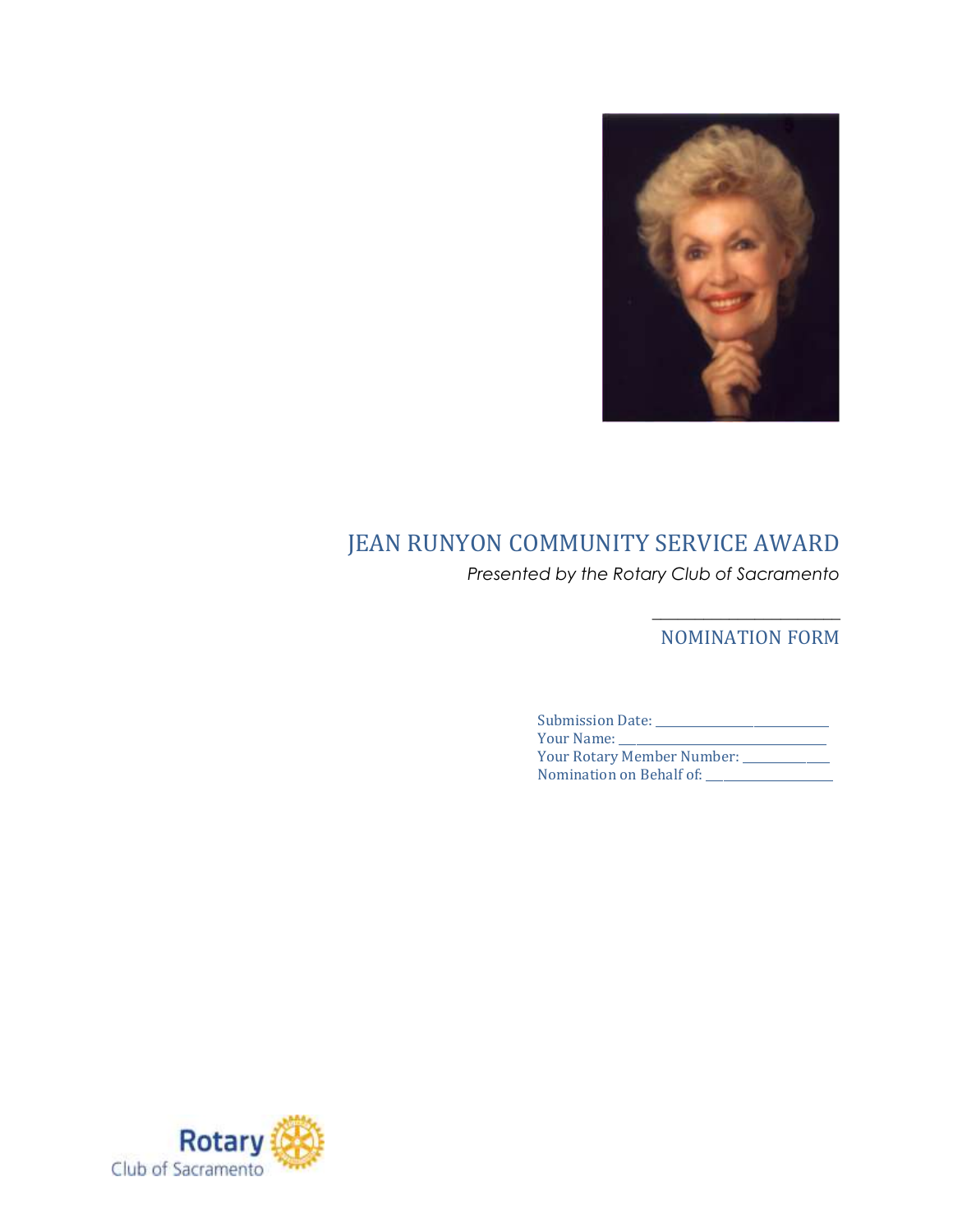# JEAN RUNYON COMMUNITY SERVICE AWARD

*Presented by the Rotary Club of Sacramento*

## NOMINATION FORM

Submission Date: ___________________________

Your Name: ___________________________

Your Rotary Member Number: _______________

Nomination on Behalf of: ___________________

Rotary Club of Sacramento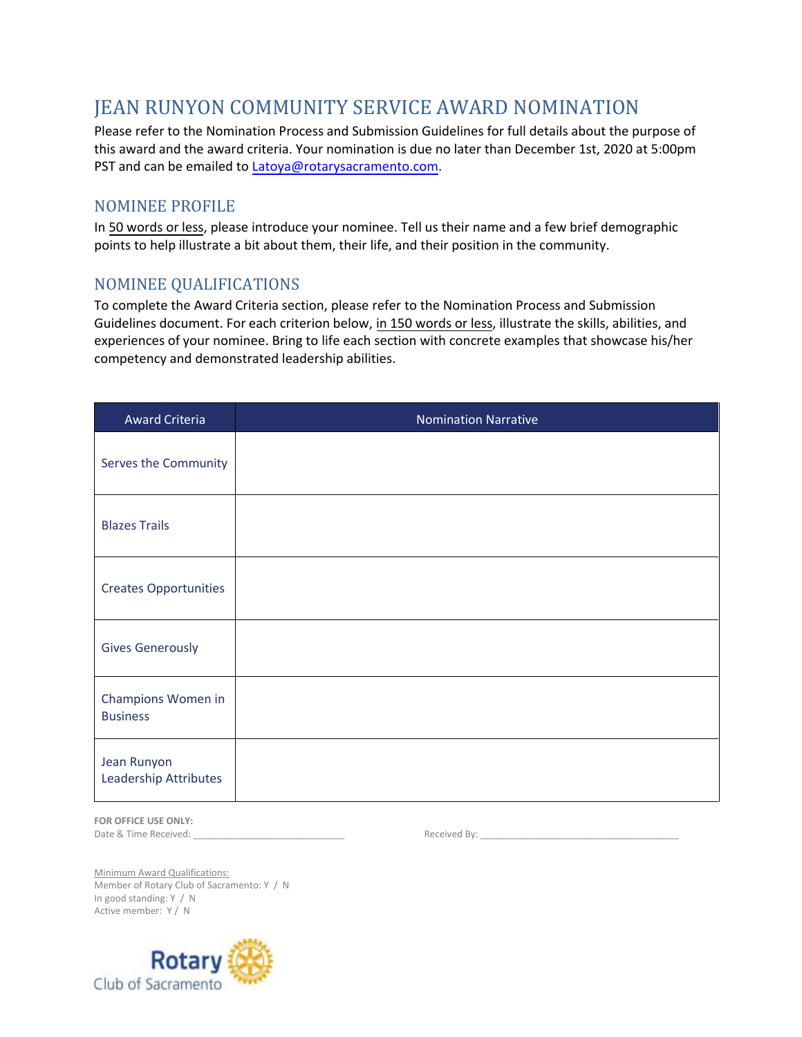# JEAN RUNYON COMMUNITY SERVICE AWARD NOMINATION

Please refer to the Nomination Process and Submission Guidelines for full details about the purpose of this award and the award criteria. Your nomination is due no later than December 1st, 2020 at 5:00pm PST and can be emailed to Latoya@rotarysacramento.com.

## NOMINEE PROFILE

In 50 words or less, please introduce your nominee. Tell us their name and a few brief demographic points to help illustrate a bit about them, their life, and their position in the community.

## NOMINEE QUALIFICATIONS

To complete the Award Criteria section, please refer to the Nomination Process and Submission Guidelines document. For each criterion below, in 150 words or less, illustrate the skills, abilities, and experiences of your nominee. Bring to life each section with concrete examples that showcase his/her competency and demonstrated leadership abilities.

| Award Criteria | Nomination Narrative |
|---|---|
| Serves the Community | |
| Blazes Trails | |
| Creates Opportunities | |
| Gives Generously | |
| Champions Women in Business | |
| Jean Runyon Leadership Attributes | |

**FOR OFFICE USE ONLY:**

Date & Time Received: ____________________________

Received By: ______________________________________

Minimum Award Qualifications:

Member of Rotary Club of Sacramento: Y / N

In good standing: Y / N

Active member: Y / N

Rotary Club of Sacramento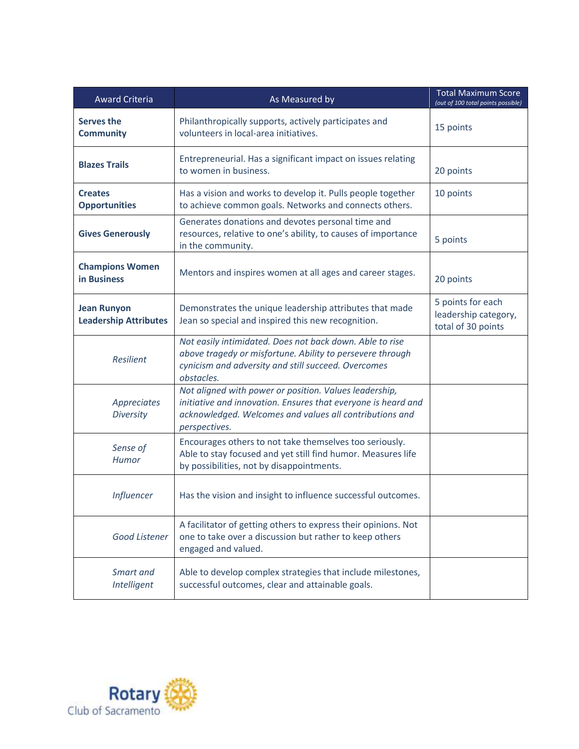| Award Criteria | As Measured by | Total Maximum Score *(out of 100 total points possible)* |
| --- | --- | --- |
| **Serves the Community** | Philanthropically supports, actively participates and volunteers in local-area initiatives. | 15 points |
| **Blazes Trails** | Entrepreneurial. Has a significant impact on issues relating to women in business. | 20 points |
| **Creates Opportunities** | Has a vision and works to develop it. Pulls people together to achieve common goals. Networks and connects others. | 10 points |
| **Gives Generously** | Generates donations and devotes personal time and resources, relative to one's ability, to causes of importance in the community. | 5 points |
| **Champions Women in Business** | Mentors and inspires women at all ages and career stages. | 20 points |
| **Jean Runyon Leadership Attributes** | Demonstrates the unique leadership attributes that made Jean so special and inspired this new recognition. | 5 points for each leadership category, total of 30 points |
| *Resilient* | *Not easily intimidated. Does not back down. Able to rise above tragedy or misfortune. Ability to persevere through cynicism and adversity and still succeed. Overcomes obstacles.* | |
| *Appreciates Diversity* | *Not aligned with power or position. Values leadership, initiative and innovation. Ensures that everyone is heard and acknowledged. Welcomes and values all contributions and perspectives.* | |
| *Sense of Humor* | Encourages others to not take themselves too seriously. Able to stay focused and yet still find humor. Measures life by possibilities, not by disappointments. | |
| *Influencer* | Has the vision and insight to influence successful outcomes. | |
| *Good Listener* | A facilitator of getting others to express their opinions. Not one to take over a discussion but rather to keep others engaged and valued. | |
| *Smart and Intelligent* | Able to develop complex strategies that include milestones, successful outcomes, clear and attainable goals. | |

Rotary Club of Sacramento